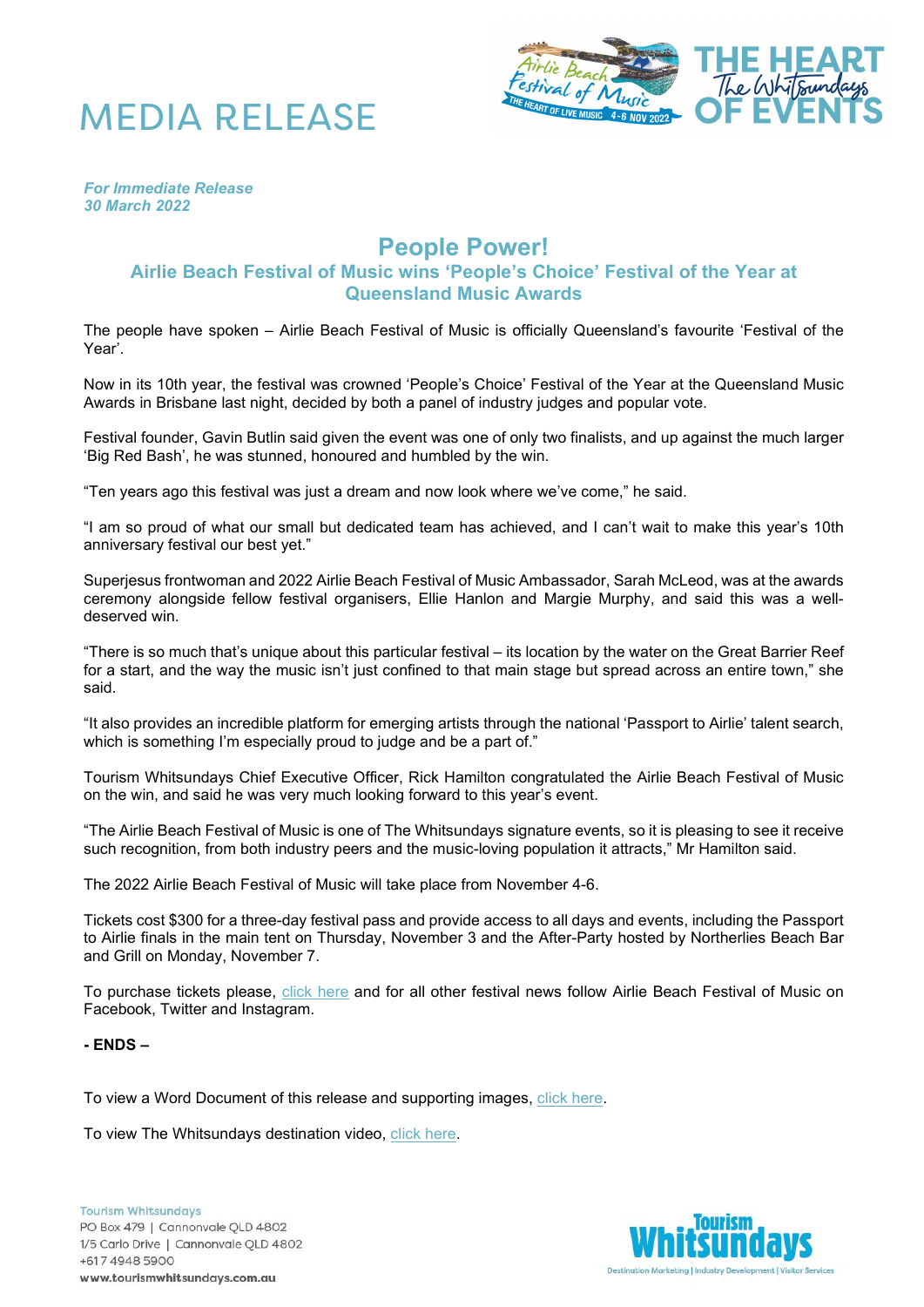# MEDIA RELEASE

*For Immediate Release*
*30 March 2022*

## People Power!

### Airlie Beach Festival of Music wins 'People's Choice' Festival of the Year at Queensland Music Awards

The people have spoken – Airlie Beach Festival of Music is officially Queensland's favourite 'Festival of the Year'.

Now in its 10th year, the festival was crowned 'People's Choice' Festival of the Year at the Queensland Music Awards in Brisbane last night, decided by both a panel of industry judges and popular vote.

Festival founder, Gavin Butlin said given the event was one of only two finalists, and up against the much larger 'Big Red Bash', he was stunned, honoured and humbled by the win.

"Ten years ago this festival was just a dream and now look where we've come," he said.

"I am so proud of what our small but dedicated team has achieved, and I can't wait to make this year's 10th anniversary festival our best yet."

Superjesus frontwoman and 2022 Airlie Beach Festival of Music Ambassador, Sarah McLeod, was at the awards ceremony alongside fellow festival organisers, Ellie Hanlon and Margie Murphy, and said this was a well-deserved win.

"There is so much that's unique about this particular festival – its location by the water on the Great Barrier Reef for a start, and the way the music isn't just confined to that main stage but spread across an entire town," she said.

"It also provides an incredible platform for emerging artists through the national 'Passport to Airlie' talent search, which is something I'm especially proud to judge and be a part of."

Tourism Whitsundays Chief Executive Officer, Rick Hamilton congratulated the Airlie Beach Festival of Music on the win, and said he was very much looking forward to this year's event.

"The Airlie Beach Festival of Music is one of The Whitsundays signature events, so it is pleasing to see it receive such recognition, from both industry peers and the music-loving population it attracts," Mr Hamilton said.

The 2022 Airlie Beach Festival of Music will take place from November 4-6.

Tickets cost $300 for a three-day festival pass and provide access to all days and events, including the Passport to Airlie finals in the main tent on Thursday, November 3 and the After-Party hosted by Northerlies Beach Bar and Grill on Monday, November 7.

To purchase tickets please, click here and for all other festival news follow Airlie Beach Festival of Music on Facebook, Twitter and Instagram.

**- ENDS –**

To view a Word Document of this release and supporting images, click here.

To view The Whitsundays destination video, click here.

Tourism Whitsundays
PO Box 479 | Cannonvale QLD 4802
1/5 Carlo Drive | Cannonvale QLD 4802
+617 4948 5900
**www.tourismwhitsundays.com.au**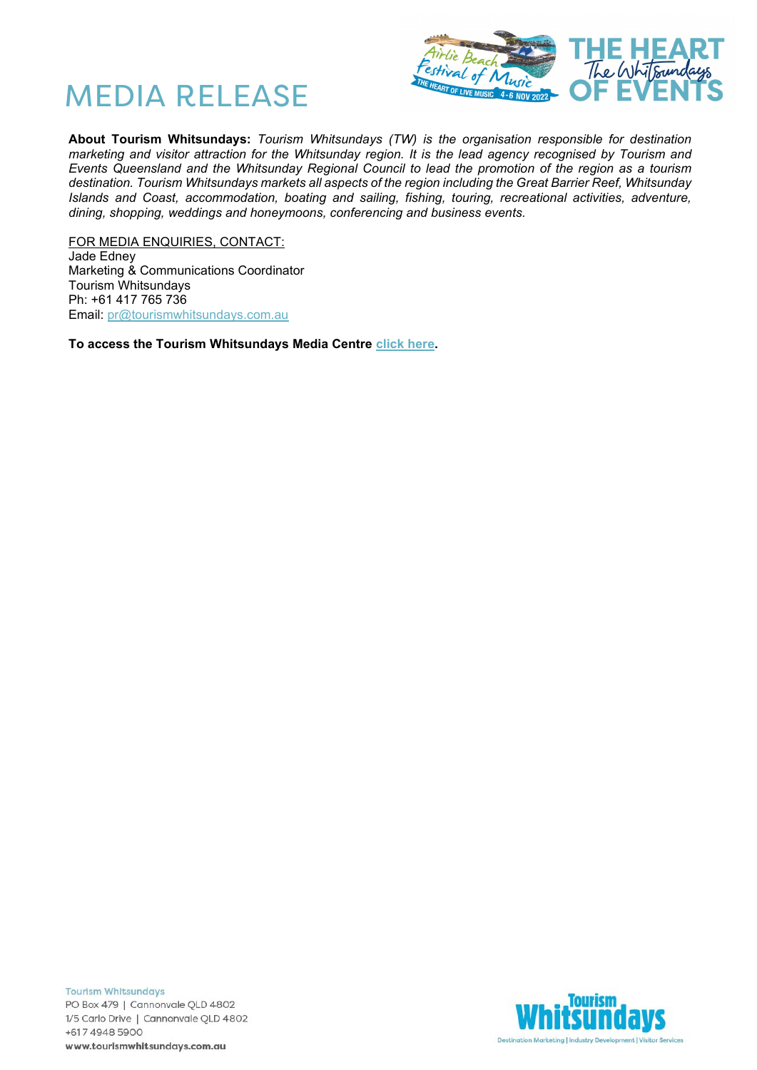# MEDIA RELEASE

**About Tourism Whitsundays:** *Tourism Whitsundays (TW) is the organisation responsible for destination marketing and visitor attraction for the Whitsunday region. It is the lead agency recognised by Tourism and Events Queensland and the Whitsunday Regional Council to lead the promotion of the region as a tourism destination. Tourism Whitsundays markets all aspects of the region including the Great Barrier Reef, Whitsunday Islands and Coast, accommodation, boating and sailing, fishing, touring, recreational activities, adventure, dining, shopping, weddings and honeymoons, conferencing and business events.*

FOR MEDIA ENQUIRIES, CONTACT:
Jade Edney
Marketing & Communications Coordinator
Tourism Whitsundays
Ph: +61 417 765 736
Email: pr@tourismwhitsundays.com.au

**To access the Tourism Whitsundays Media Centre click here.**

Tourism Whitsundays
PO Box 479 | Cannonvale QLD 4802
1/5 Carlo Drive | Cannonvale QLD 4802
+617 4948 5900
www.tourismwhitsundays.com.au